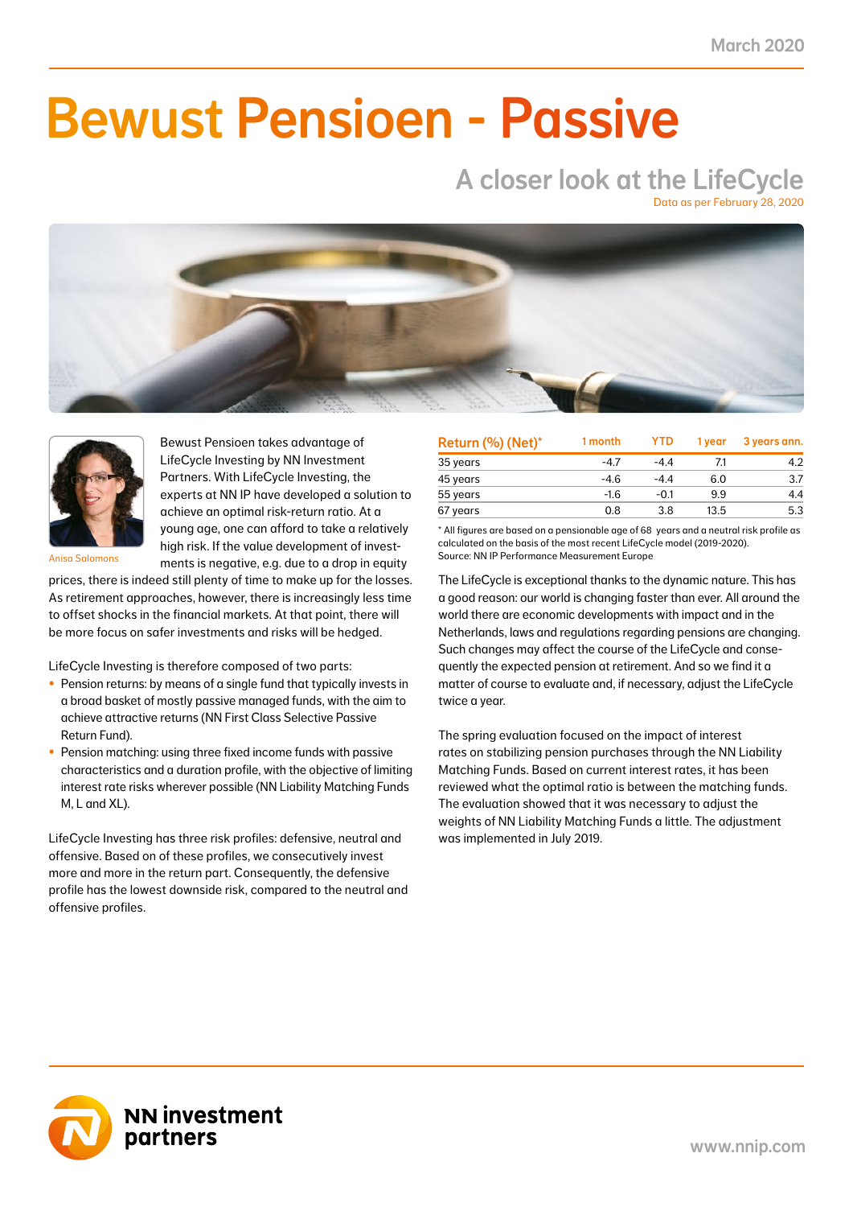March 2020

# Bewust Pensioen - Passive

## A closer look at the LifeCycle

Data as per February 28, 2020

Anisa Salomons

Bewust Pensioen takes advantage of LifeCycle Investing by NN Investment Partners. With LifeCycle Investing, the experts at NN IP have developed a solution to achieve an optimal risk-return ratio. At a young age, one can afford to take a relatively high risk. If the value development of investments is negative, e.g. due to a drop in equity prices, there is indeed still plenty of time to make up for the losses. As retirement approaches, however, there is increasingly less time to offset shocks in the financial markets. At that point, there will be more focus on safer investments and risks will be hedged.

LifeCycle Investing is therefore composed of two parts:

- Pension returns: by means of a single fund that typically invests in a broad basket of mostly passive managed funds, with the aim to achieve attractive returns (NN First Class Selective Passive Return Fund).
- Pension matching: using three fixed income funds with passive characteristics and a duration profile, with the objective of limiting interest rate risks wherever possible (NN Liability Matching Funds M, L and XL).

LifeCycle Investing has three risk profiles: defensive, neutral and offensive. Based on of these profiles, we consecutively invest more and more in the return part. Consequently, the defensive profile has the lowest downside risk, compared to the neutral and offensive profiles.

| Return (%) (Net)* | 1 month | YTD | 1 year | 3 years ann. |
|---|---|---|---|---|
| 35 years | -4.7 | -4.4 | 7.1 | 4.2 |
| 45 years | -4.6 | -4.4 | 6.0 | 3.7 |
| 55 years | -1.6 | -0.1 | 9.9 | 4.4 |
| 67 years | 0.8 | 3.8 | 13.5 | 5.3 |

* All figures are based on a pensionable age of 68 years and a neutral risk profile as calculated on the basis of the most recent LifeCycle model (2019-2020).
Source: NN IP Performance Measurement Europe

The LifeCycle is exceptional thanks to the dynamic nature. This has a good reason: our world is changing faster than ever. All around the world there are economic developments with impact and in the Netherlands, laws and regulations regarding pensions are changing. Such changes may affect the course of the LifeCycle and consequently the expected pension at retirement. And so we find it a matter of course to evaluate and, if necessary, adjust the LifeCycle twice a year.

The spring evaluation focused on the impact of interest rates on stabilizing pension purchases through the NN Liability Matching Funds. Based on current interest rates, it has been reviewed what the optimal ratio is between the matching funds. The evaluation showed that it was necessary to adjust the weights of NN Liability Matching Funds a little. The adjustment was implemented in July 2019.

NN investment partners

www.nnip.com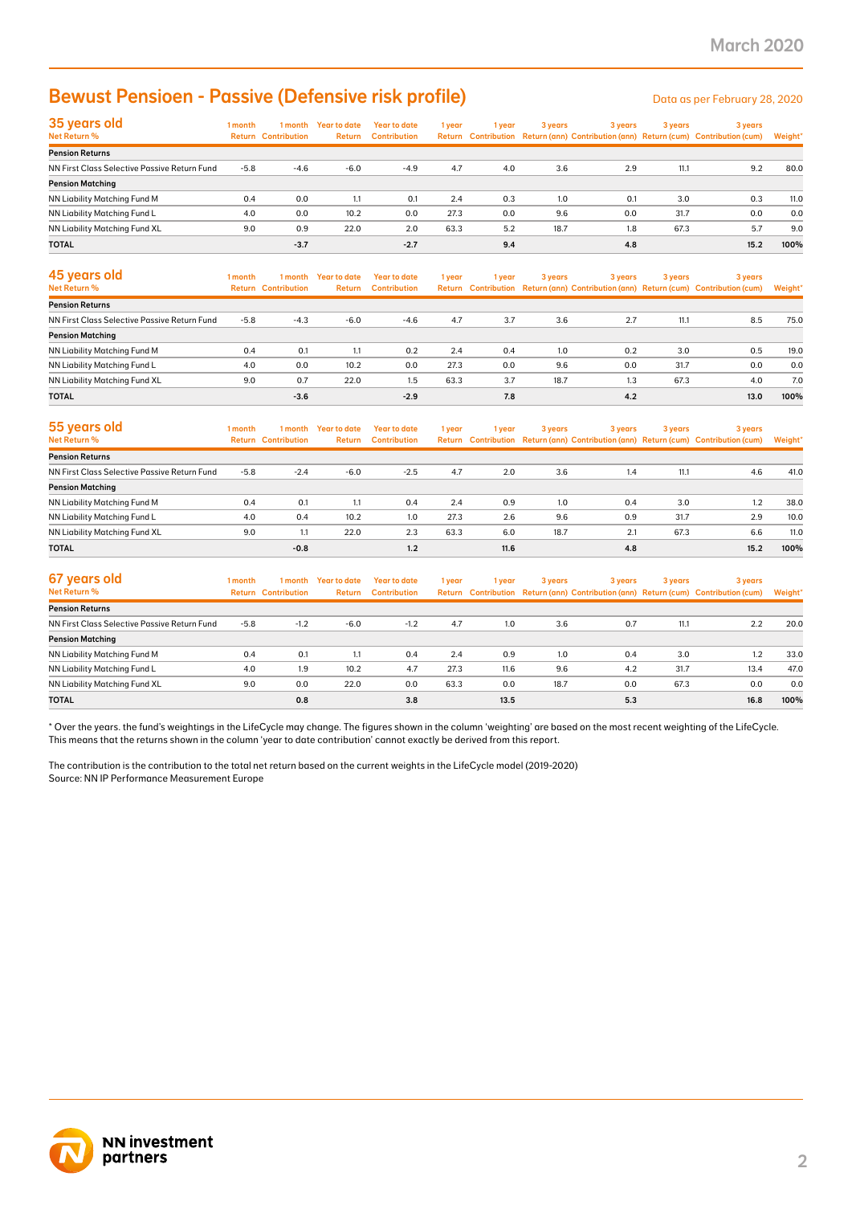## Bewust Pensioen - Passive (Defensive risk profile)

Data as per February 28, 2020

| 35 years old<br>Net Return % | 1 month Return | 1 month Contribution | Year to date Return | Year to date Contribution | 1 year Return | 1 year Contribution | 3 years Return (ann) | 3 years Contribution (ann) | 3 years Return (cum) | 3 years Contribution (cum) | Weight* |
|---|---|---|---|---|---|---|---|---|---|---|---|
| **Pension Returns** | | | | | | | | | | | |
| NN First Class Selective Passive Return Fund | -5.8 | -4.6 | -6.0 | -4.9 | 4.7 | 4.0 | 3.6 | 2.9 | 11.1 | 9.2 | 80.0 |
| **Pension Matching** | | | | | | | | | | | |
| NN Liability Matching Fund M | 0.4 | 0.0 | 1.1 | 0.1 | 2.4 | 0.3 | 1.0 | 0.1 | 3.0 | 0.3 | 11.0 |
| NN Liability Matching Fund L | 4.0 | 0.0 | 10.2 | 0.0 | 27.3 | 0.0 | 9.6 | 0.0 | 31.7 | 0.0 | 0.0 |
| NN Liability Matching Fund XL | 9.0 | 0.9 | 22.0 | 2.0 | 63.3 | 5.2 | 18.7 | 1.8 | 67.3 | 5.7 | 9.0 |
| **TOTAL** | | **-3.7** | | **-2.7** | | **9.4** | | **4.8** | | **15.2** | **100%** |

| 45 years old<br>Net Return % | 1 month Return | 1 month Contribution | Year to date Return | Year to date Contribution | 1 year Return | 1 year Contribution | 3 years Return (ann) | 3 years Contribution (ann) | 3 years Return (cum) | 3 years Contribution (cum) | Weight* |
|---|---|---|---|---|---|---|---|---|---|---|---|
| **Pension Returns** | | | | | | | | | | | |
| NN First Class Selective Passive Return Fund | -5.8 | -4.3 | -6.0 | -4.6 | 4.7 | 3.7 | 3.6 | 2.7 | 11.1 | 8.5 | 75.0 |
| **Pension Matching** | | | | | | | | | | | |
| NN Liability Matching Fund M | 0.4 | 0.1 | 1.1 | 0.2 | 2.4 | 0.4 | 1.0 | 0.2 | 3.0 | 0.5 | 19.0 |
| NN Liability Matching Fund L | 4.0 | 0.0 | 10.2 | 0.0 | 27.3 | 0.0 | 9.6 | 0.0 | 31.7 | 0.0 | 0.0 |
| NN Liability Matching Fund XL | 9.0 | 0.7 | 22.0 | 1.5 | 63.3 | 3.7 | 18.7 | 1.3 | 67.3 | 4.0 | 7.0 |
| **TOTAL** | | **-3.6** | | **-2.9** | | **7.8** | | **4.2** | | **13.0** | **100%** |

| 55 years old<br>Net Return % | 1 month Return | 1 month Contribution | Year to date Return | Year to date Contribution | 1 year Return | 1 year Contribution | 3 years Return (ann) | 3 years Contribution (ann) | 3 years Return (cum) | 3 years Contribution (cum) | Weight* |
|---|---|---|---|---|---|---|---|---|---|---|---|
| **Pension Returns** | | | | | | | | | | | |
| NN First Class Selective Passive Return Fund | -5.8 | -2.4 | -6.0 | -2.5 | 4.7 | 2.0 | 3.6 | 1.4 | 11.1 | 4.6 | 41.0 |
| **Pension Matching** | | | | | | | | | | | |
| NN Liability Matching Fund M | 0.4 | 0.1 | 1.1 | 0.4 | 2.4 | 0.9 | 1.0 | 0.4 | 3.0 | 1.2 | 38.0 |
| NN Liability Matching Fund L | 4.0 | 0.4 | 10.2 | 1.0 | 27.3 | 2.6 | 9.6 | 0.9 | 31.7 | 2.9 | 10.0 |
| NN Liability Matching Fund XL | 9.0 | 1.1 | 22.0 | 2.3 | 63.3 | 6.0 | 18.7 | 2.1 | 67.3 | 6.6 | 11.0 |
| **TOTAL** | | **-0.8** | | **1.2** | | **11.6** | | **4.8** | | **15.2** | **100%** |

| 67 years old<br>Net Return % | 1 month Return | 1 month Contribution | Year to date Return | Year to date Contribution | 1 year Return | 1 year Contribution | 3 years Return (ann) | 3 years Contribution (ann) | 3 years Return (cum) | 3 years Contribution (cum) | Weight* |
|---|---|---|---|---|---|---|---|---|---|---|---|
| **Pension Returns** | | | | | | | | | | | |
| NN First Class Selective Passive Return Fund | -5.8 | -1.2 | -6.0 | -1.2 | 4.7 | 1.0 | 3.6 | 0.7 | 11.1 | 2.2 | 20.0 |
| **Pension Matching** | | | | | | | | | | | |
| NN Liability Matching Fund M | 0.4 | 0.1 | 1.1 | 0.4 | 2.4 | 0.9 | 1.0 | 0.4 | 3.0 | 1.2 | 33.0 |
| NN Liability Matching Fund L | 4.0 | 1.9 | 10.2 | 4.7 | 27.3 | 11.6 | 9.6 | 4.2 | 31.7 | 13.4 | 47.0 |
| NN Liability Matching Fund XL | 9.0 | 0.0 | 22.0 | 0.0 | 63.3 | 0.0 | 18.7 | 0.0 | 67.3 | 0.0 | 0.0 |
| **TOTAL** | | **0.8** | | **3.8** | | **13.5** | | **5.3** | | **16.8** | **100%** |

* Over the years. the fund's weightings in the LifeCycle may change. The figures shown in the column 'weighting' are based on the most recent weighting of the LifeCycle. This means that the returns shown in the column 'year to date contribution' cannot exactly be derived from this report.

The contribution is the contribution to the total net return based on the current weights in the LifeCycle model (2019-2020)
Source: NN IP Performance Measurement Europe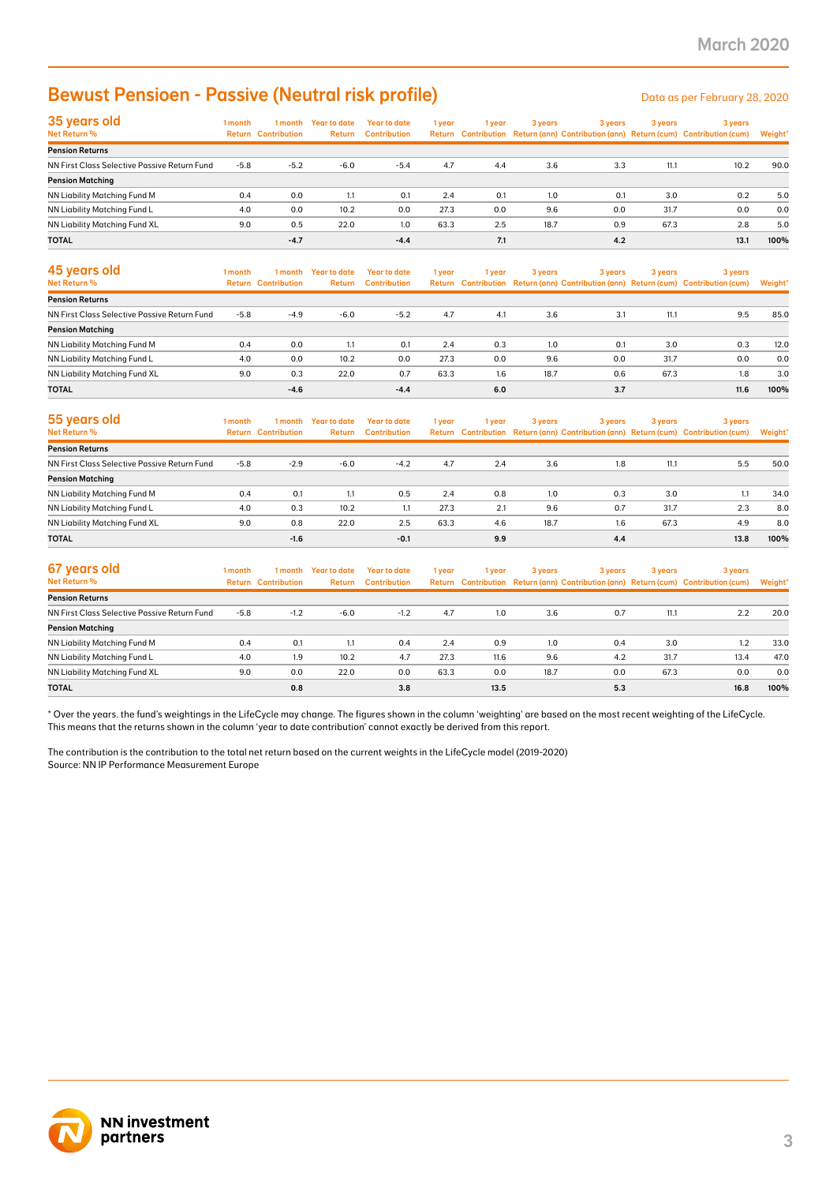# Bewust Pensioen - Passive (Neutral risk profile)

Data as per February 28, 2020

## 35 years old

| Net Return % | 1 month Return | 1 month Contribution | Year to date Return | Year to date Contribution | 1 year Return | 1 year Contribution | 3 years Return (ann) | 3 years Contribution (ann) | 3 years Return (cum) | 3 years Contribution (cum) | Weight* |
|---|---|---|---|---|---|---|---|---|---|---|---|
| **Pension Returns** | | | | | | | | | | | |
| NN First Class Selective Passive Return Fund | -5.8 | -5.2 | -6.0 | -5.4 | 4.7 | 4.4 | 3.6 | 3.3 | 11.1 | 10.2 | 90.0 |
| **Pension Matching** | | | | | | | | | | | |
| NN Liability Matching Fund M | 0.4 | 0.0 | 1.1 | 0.1 | 2.4 | 0.1 | 1.0 | 0.1 | 3.0 | 0.2 | 5.0 |
| NN Liability Matching Fund L | 4.0 | 0.0 | 10.2 | 0.0 | 27.3 | 0.0 | 9.6 | 0.0 | 31.7 | 0.0 | 0.0 |
| NN Liability Matching Fund XL | 9.0 | 0.5 | 22.0 | 1.0 | 63.3 | 2.5 | 18.7 | 0.9 | 67.3 | 2.8 | 5.0 |
| **TOTAL** | | **-4.7** | | **-4.4** | | **7.1** | | **4.2** | | **13.1** | **100%** |

## 45 years old

| Net Return % | 1 month Return | 1 month Contribution | Year to date Return | Year to date Contribution | 1 year Return | 1 year Contribution | 3 years Return (ann) | 3 years Contribution (ann) | 3 years Return (cum) | 3 years Contribution (cum) | Weight* |
|---|---|---|---|---|---|---|---|---|---|---|---|
| **Pension Returns** | | | | | | | | | | | |
| NN First Class Selective Passive Return Fund | -5.8 | -4.9 | -6.0 | -5.2 | 4.7 | 4.1 | 3.6 | 3.1 | 11.1 | 9.5 | 85.0 |
| **Pension Matching** | | | | | | | | | | | |
| NN Liability Matching Fund M | 0.4 | 0.0 | 1.1 | 0.1 | 2.4 | 0.3 | 1.0 | 0.1 | 3.0 | 0.3 | 12.0 |
| NN Liability Matching Fund L | 4.0 | 0.0 | 10.2 | 0.0 | 27.3 | 0.0 | 9.6 | 0.0 | 31.7 | 0.0 | 0.0 |
| NN Liability Matching Fund XL | 9.0 | 0.3 | 22.0 | 0.7 | 63.3 | 1.6 | 18.7 | 0.6 | 67.3 | 1.8 | 3.0 |
| **TOTAL** | | **-4.6** | | **-4.4** | | **6.0** | | **3.7** | | **11.6** | **100%** |

## 55 years old

| Net Return % | 1 month Return | 1 month Contribution | Year to date Return | Year to date Contribution | 1 year Return | 1 year Contribution | 3 years Return (ann) | 3 years Contribution (ann) | 3 years Return (cum) | 3 years Contribution (cum) | Weight* |
|---|---|---|---|---|---|---|---|---|---|---|---|
| **Pension Returns** | | | | | | | | | | | |
| NN First Class Selective Passive Return Fund | -5.8 | -2.9 | -6.0 | -4.2 | 4.7 | 2.4 | 3.6 | 1.8 | 11.1 | 5.5 | 50.0 |
| **Pension Matching** | | | | | | | | | | | |
| NN Liability Matching Fund M | 0.4 | 0.1 | 1.1 | 0.5 | 2.4 | 0.8 | 1.0 | 0.3 | 3.0 | 1.1 | 34.0 |
| NN Liability Matching Fund L | 4.0 | 0.3 | 10.2 | 1.1 | 27.3 | 2.1 | 9.6 | 0.7 | 31.7 | 2.3 | 8.0 |
| NN Liability Matching Fund XL | 9.0 | 0.8 | 22.0 | 2.5 | 63.3 | 4.6 | 18.7 | 1.6 | 67.3 | 4.9 | 8.0 |
| **TOTAL** | | **-1.6** | | **-0.1** | | **9.9** | | **4.4** | | **13.8** | **100%** |

## 67 years old

| Net Return % | 1 month Return | 1 month Contribution | Year to date Return | Year to date Contribution | 1 year Return | 1 year Contribution | 3 years Return (ann) | 3 years Contribution (ann) | 3 years Return (cum) | 3 years Contribution (cum) | Weight* |
|---|---|---|---|---|---|---|---|---|---|---|---|
| **Pension Returns** | | | | | | | | | | | |
| NN First Class Selective Passive Return Fund | -5.8 | -1.2 | -6.0 | -1.2 | 4.7 | 1.0 | 3.6 | 0.7 | 11.1 | 2.2 | 20.0 |
| **Pension Matching** | | | | | | | | | | | |
| NN Liability Matching Fund M | 0.4 | 0.1 | 1.1 | 0.4 | 2.4 | 0.9 | 1.0 | 0.4 | 3.0 | 1.2 | 33.0 |
| NN Liability Matching Fund L | 4.0 | 1.9 | 10.2 | 4.7 | 27.3 | 11.6 | 9.6 | 4.2 | 31.7 | 13.4 | 47.0 |
| NN Liability Matching Fund XL | 9.0 | 0.0 | 22.0 | 0.0 | 63.3 | 0.0 | 18.7 | 0.0 | 67.3 | 0.0 | 0.0 |
| **TOTAL** | | **0.8** | | **3.8** | | **13.5** | | **5.3** | | **16.8** | **100%** |

* Over the years. the fund's weightings in the LifeCycle may change. The figures shown in the column 'weighting' are based on the most recent weighting of the LifeCycle. This means that the returns shown in the column 'year to date contribution' cannot exactly be derived from this report.

The contribution is the contribution to the total net return based on the current weights in the LifeCycle model (2019-2020)
Source: NN IP Performance Measurement Europe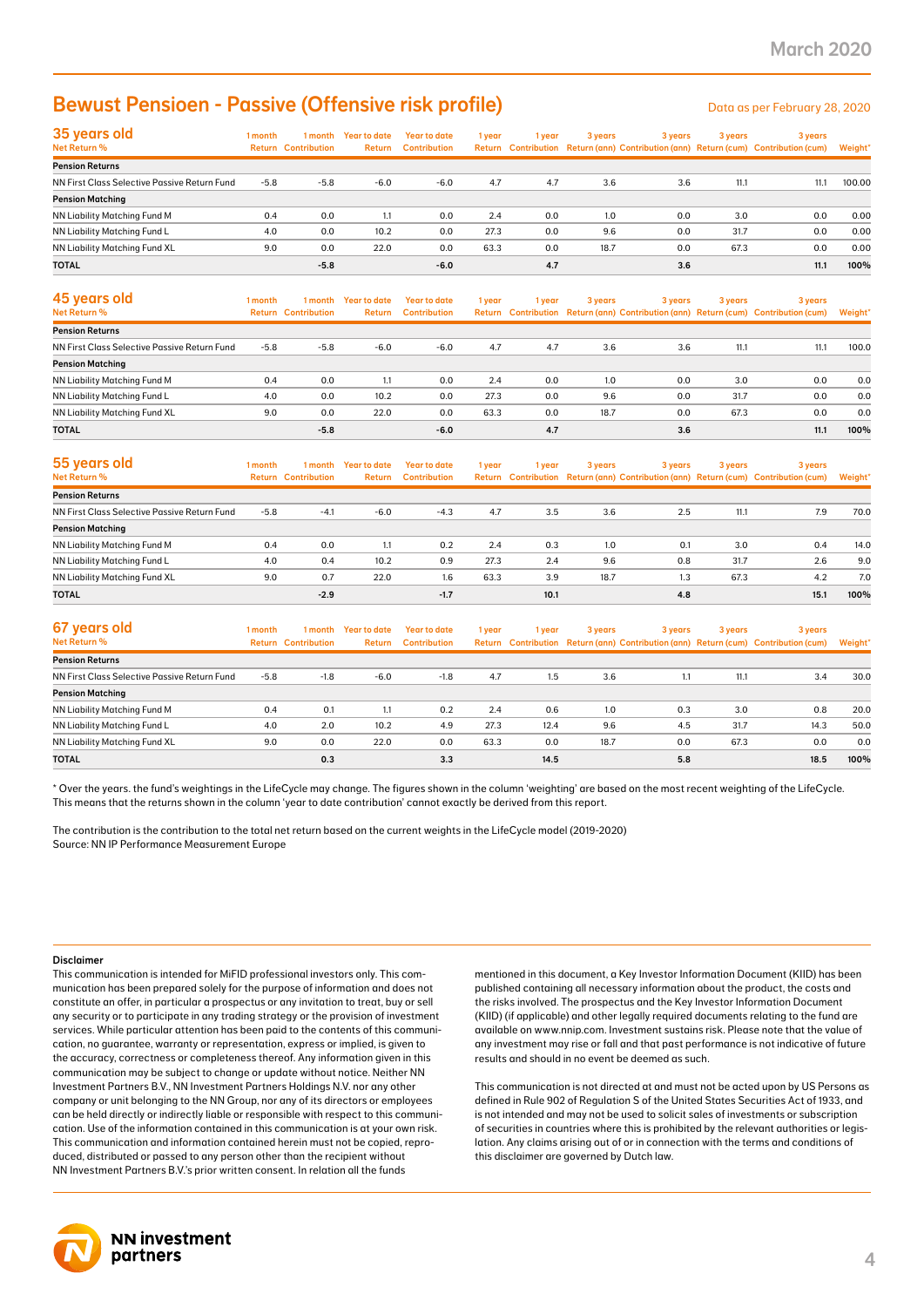# Bewust Pensioen - Passive (Offensive risk profile)

Data as per February 28, 2020

## 35 years old

| Net Return % | 1 month Return | 1 month Contribution | Year to date Return | Year to date Contribution | 1 year Return | 1 year Contribution | 3 years Return (ann) | 3 years Contribution (ann) | 3 years Return (cum) | 3 years Contribution (cum) | Weight* |
|---|---|---|---|---|---|---|---|---|---|---|---|
| **Pension Returns** | | | | | | | | | | | |
| NN First Class Selective Passive Return Fund | -5.8 | -5.8 | -6.0 | -6.0 | 4.7 | 4.7 | 3.6 | 3.6 | 11.1 | 11.1 | 100.00 |
| **Pension Matching** | | | | | | | | | | | |
| NN Liability Matching Fund M | 0.4 | 0.0 | 1.1 | 0.0 | 2.4 | 0.0 | 1.0 | 0.0 | 3.0 | 0.0 | 0.00 |
| NN Liability Matching Fund L | 4.0 | 0.0 | 10.2 | 0.0 | 27.3 | 0.0 | 9.6 | 0.0 | 31.7 | 0.0 | 0.00 |
| NN Liability Matching Fund XL | 9.0 | 0.0 | 22.0 | 0.0 | 63.3 | 0.0 | 18.7 | 0.0 | 67.3 | 0.0 | 0.00 |
| **TOTAL** | | **-5.8** | | **-6.0** | | **4.7** | | **3.6** | | **11.1** | **100%** |

## 45 years old

| Net Return % | 1 month Return | 1 month Contribution | Year to date Return | Year to date Contribution | 1 year Return | 1 year Contribution | 3 years Return (ann) | 3 years Contribution (ann) | 3 years Return (cum) | 3 years Contribution (cum) | Weight* |
|---|---|---|---|---|---|---|---|---|---|---|---|
| **Pension Returns** | | | | | | | | | | | |
| NN First Class Selective Passive Return Fund | -5.8 | -5.8 | -6.0 | -6.0 | 4.7 | 4.7 | 3.6 | 3.6 | 11.1 | 11.1 | 100.0 |
| **Pension Matching** | | | | | | | | | | | |
| NN Liability Matching Fund M | 0.4 | 0.0 | 1.1 | 0.0 | 2.4 | 0.0 | 1.0 | 0.0 | 3.0 | 0.0 | 0.0 |
| NN Liability Matching Fund L | 4.0 | 0.0 | 10.2 | 0.0 | 27.3 | 0.0 | 9.6 | 0.0 | 31.7 | 0.0 | 0.0 |
| NN Liability Matching Fund XL | 9.0 | 0.0 | 22.0 | 0.0 | 63.3 | 0.0 | 18.7 | 0.0 | 67.3 | 0.0 | 0.0 |
| **TOTAL** | | **-5.8** | | **-6.0** | | **4.7** | | **3.6** | | **11.1** | **100%** |

## 55 years old

| Net Return % | 1 month Return | 1 month Contribution | Year to date Return | Year to date Contribution | 1 year Return | 1 year Contribution | 3 years Return (ann) | 3 years Contribution (ann) | 3 years Return (cum) | 3 years Contribution (cum) | Weight* |
|---|---|---|---|---|---|---|---|---|---|---|---|
| **Pension Returns** | | | | | | | | | | | |
| NN First Class Selective Passive Return Fund | -5.8 | -4.1 | -6.0 | -4.3 | 4.7 | 3.5 | 3.6 | 2.5 | 11.1 | 7.9 | 70.0 |
| **Pension Matching** | | | | | | | | | | | |
| NN Liability Matching Fund M | 0.4 | 0.0 | 1.1 | 0.2 | 2.4 | 0.3 | 1.0 | 0.1 | 3.0 | 0.4 | 14.0 |
| NN Liability Matching Fund L | 4.0 | 0.4 | 10.2 | 0.9 | 27.3 | 2.4 | 9.6 | 0.8 | 31.7 | 2.6 | 9.0 |
| NN Liability Matching Fund XL | 9.0 | 0.7 | 22.0 | 1.6 | 63.3 | 3.9 | 18.7 | 1.3 | 67.3 | 4.2 | 7.0 |
| **TOTAL** | | **-2.9** | | **-1.7** | | **10.1** | | **4.8** | | **15.1** | **100%** |

## 67 years old

| Net Return % | 1 month Return | 1 month Contribution | Year to date Return | Year to date Contribution | 1 year Return | 1 year Contribution | 3 years Return (ann) | 3 years Contribution (ann) | 3 years Return (cum) | 3 years Contribution (cum) | Weight* |
|---|---|---|---|---|---|---|---|---|---|---|---|
| **Pension Returns** | | | | | | | | | | | |
| NN First Class Selective Passive Return Fund | -5.8 | -1.8 | -6.0 | -1.8 | 4.7 | 1.5 | 3.6 | 1.1 | 11.1 | 3.4 | 30.0 |
| **Pension Matching** | | | | | | | | | | | |
| NN Liability Matching Fund M | 0.4 | 0.1 | 1.1 | 0.2 | 2.4 | 0.6 | 1.0 | 0.3 | 3.0 | 0.8 | 20.0 |
| NN Liability Matching Fund L | 4.0 | 2.0 | 10.2 | 4.9 | 27.3 | 12.4 | 9.6 | 4.5 | 31.7 | 14.3 | 50.0 |
| NN Liability Matching Fund XL | 9.0 | 0.0 | 22.0 | 0.0 | 63.3 | 0.0 | 18.7 | 0.0 | 67.3 | 0.0 | 0.0 |
| **TOTAL** | | **0.3** | | **3.3** | | **14.5** | | **5.8** | | **18.5** | **100%** |

* Over the years. the fund's weightings in the LifeCycle may change. The figures shown in the column 'weighting' are based on the most recent weighting of the LifeCycle. This means that the returns shown in the column 'year to date contribution' cannot exactly be derived from this report.

The contribution is the contribution to the total net return based on the current weights in the LifeCycle model (2019-2020)
Source: NN IP Performance Measurement Europe

**Disclaimer**

This communication is intended for MiFID professional investors only. This communication has been prepared solely for the purpose of information and does not constitute an offer, in particular a prospectus or any invitation to treat, buy or sell any security or to participate in any trading strategy or the provision of investment services. While particular attention has been paid to the contents of this communication, no guarantee, warranty or representation, express or implied, is given to the accuracy, correctness or completeness thereof. Any information given in this communication may be subject to change or update without notice. Neither NN Investment Partners B.V., NN Investment Partners Holdings N.V. nor any other company or unit belonging to the NN Group, nor any of its directors or employees can be held directly or indirectly liable or responsible with respect to this communication. Use of the information contained in this communication is at your own risk. This communication and information contained herein must not be copied, reproduced, distributed or passed to any person other than the recipient without NN Investment Partners B.V.'s prior written consent. In relation all the funds mentioned in this document, a Key Investor Information Document (KIID) has been published containing all necessary information about the product, the costs and the risks involved. The prospectus and the Key Investor Information Document (KIID) (if applicable) and other legally required documents relating to the fund are available on www.nnip.com. Investment sustains risk. Please note that the value of any investment may rise or fall and that past performance is not indicative of future results and should in no event be deemed as such.

This communication is not directed at and must not be acted upon by US Persons as defined in Rule 902 of Regulation S of the United States Securities Act of 1933, and is not intended and may not be used to solicit sales of investments or subscription of securities in countries where this is prohibited by the relevant authorities or legislation. Any claims arising out of or in connection with the terms and conditions of this disclaimer are governed by Dutch law.

NN investment partners